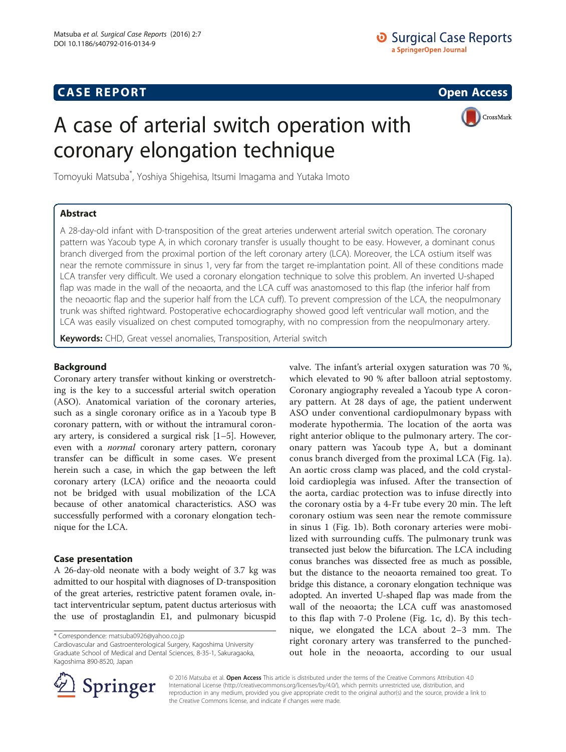**CASE REPORT** **Open Access**

# A case of arterial switch operation with coronary elongation technique

Tomoyuki Matsuba*, Yoshiya Shigehisa, Itsumi Imagama and Yutaka Imoto

## Abstract

A 28-day-old infant with D-transposition of the great arteries underwent arterial switch operation. The coronary pattern was Yacoub type A, in which coronary transfer is usually thought to be easy. However, a dominant conus branch diverged from the proximal portion of the left coronary artery (LCA). Moreover, the LCA ostium itself was near the remote commissure in sinus 1, very far from the target re-implantation point. All of these conditions made LCA transfer very difficult. We used a coronary elongation technique to solve this problem. An inverted U-shaped flap was made in the wall of the neoaorta, and the LCA cuff was anastomosed to this flap (the inferior half from the neoaortic flap and the superior half from the LCA cuff). To prevent compression of the LCA, the neopulmonary trunk was shifted rightward. Postoperative echocardiography showed good left ventricular wall motion, and the LCA was easily visualized on chest computed tomography, with no compression from the neopulmonary artery.

**Keywords:** CHD, Great vessel anomalies, Transposition, Arterial switch

## Background

Coronary artery transfer without kinking or overstretching is the key to a successful arterial switch operation (ASO). Anatomical variation of the coronary arteries, such as a single coronary orifice as in a Yacoub type B coronary pattern, with or without the intramural coronary artery, is considered a surgical risk [1–5]. However, even with a *normal* coronary artery pattern, coronary transfer can be difficult in some cases. We present herein such a case, in which the gap between the left coronary artery (LCA) orifice and the neoaorta could not be bridged with usual mobilization of the LCA because of other anatomical characteristics. ASO was successfully performed with a coronary elongation technique for the LCA.

## Case presentation

A 26-day-old neonate with a body weight of 3.7 kg was admitted to our hospital with diagnoses of D-transposition of the great arteries, restrictive patent foramen ovale, intact interventricular septum, patent ductus arteriosus with the use of prostaglandin E1, and pulmonary bicuspid valve. The infant's arterial oxygen saturation was 70 %, which elevated to 90 % after balloon atrial septostomy. Coronary angiography revealed a Yacoub type A coronary pattern. At 28 days of age, the patient underwent ASO under conventional cardiopulmonary bypass with moderate hypothermia. The location of the aorta was right anterior oblique to the pulmonary artery. The coronary pattern was Yacoub type A, but a dominant conus branch diverged from the proximal LCA (Fig. 1a). An aortic cross clamp was placed, and the cold crystalloid cardioplegia was infused. After the transection of the aorta, cardiac protection was to infuse directly into the coronary ostia by a 4-Fr tube every 20 min. The left coronary ostium was seen near the remote commissure in sinus 1 (Fig. 1b). Both coronary arteries were mobilized with surrounding cuffs. The pulmonary trunk was transected just below the bifurcation. The LCA including conus branches was dissected free as much as possible, but the distance to the neoaorta remained too great. To bridge this distance, a coronary elongation technique was adopted. An inverted U-shaped flap was made from the wall of the neoaorta; the LCA cuff was anastomosed to this flap with 7-0 Prolene (Fig. 1c, d). By this technique, we elongated the LCA about 2–3 mm. The right coronary artery was transferred to the punched-out hole in the neoaorta, according to our usual

\* Correspondence: matsuba0926@yahoo.co.jp
Cardiovascular and Gastroenterological Surgery, Kagoshima University Graduate School of Medical and Dental Sciences, 8-35-1, Sakuragaoka, Kagoshima 890-8520, Japan

© 2016 Matsuba et al. **Open Access** This article is distributed under the terms of the Creative Commons Attribution 4.0 International License (http://creativecommons.org/licenses/by/4.0/), which permits unrestricted use, distribution, and reproduction in any medium, provided you give appropriate credit to the original author(s) and the source, provide a link to the Creative Commons license, and indicate if changes were made.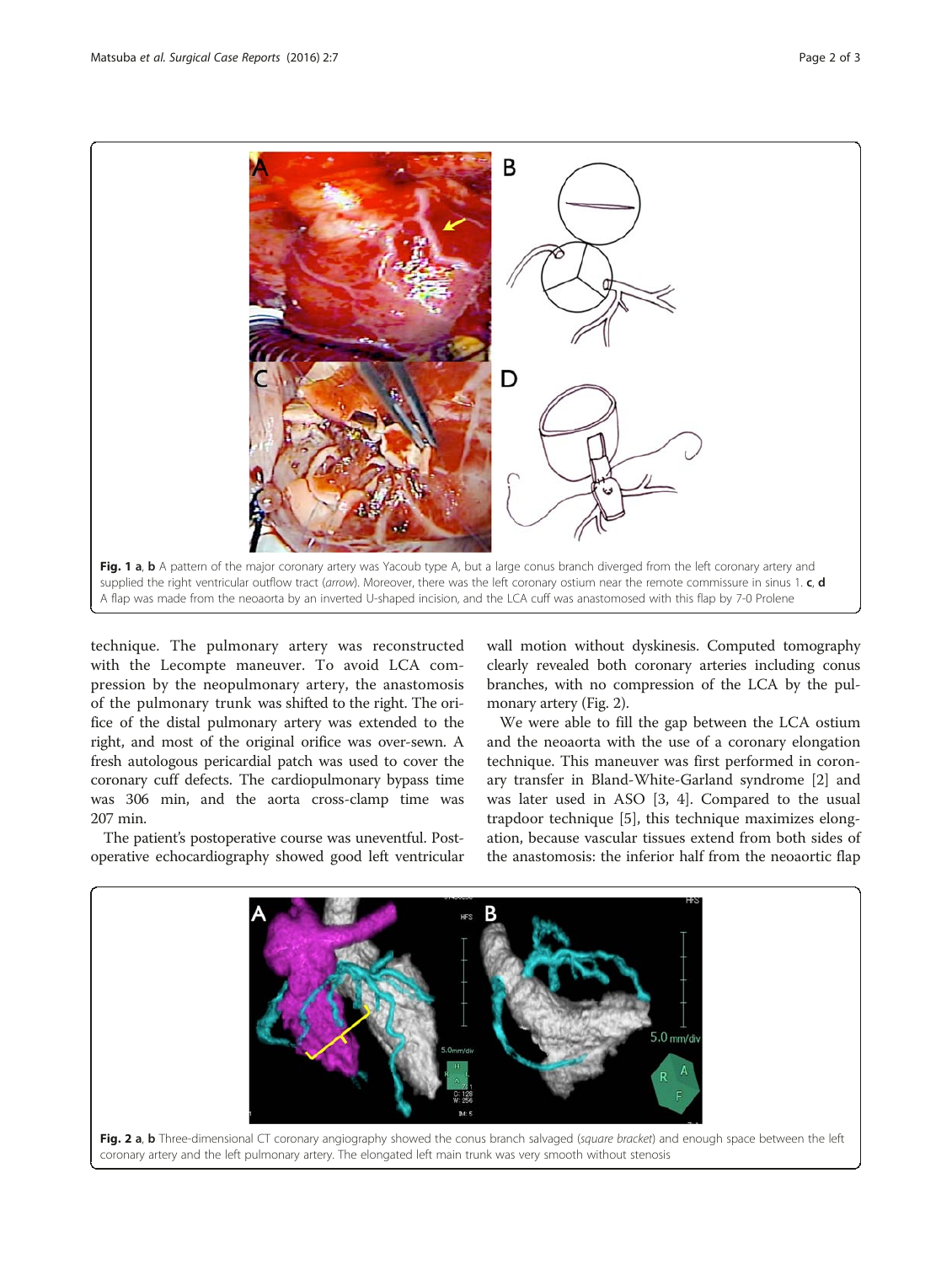**Fig. 1** **a**, **b** A pattern of the major coronary artery was Yacoub type A, but a large conus branch diverged from the left coronary artery and supplied the right ventricular outflow tract (*arrow*). Moreover, there was the left coronary ostium near the remote commissure in sinus 1. **c**, **d** A flap was made from the neoaorta by an inverted U-shaped incision, and the LCA cuff was anastomosed with this flap by 7-0 Prolene

technique. The pulmonary artery was reconstructed with the Lecompte maneuver. To avoid LCA compression by the neopulmonary artery, the anastomosis of the pulmonary trunk was shifted to the right. The orifice of the distal pulmonary artery was extended to the right, and most of the original orifice was over-sewn. A fresh autologous pericardial patch was used to cover the coronary cuff defects. The cardiopulmonary bypass time was 306 min, and the aorta cross-clamp time was 207 min.

The patient's postoperative course was uneventful. Postoperative echocardiography showed good left ventricular wall motion without dyskinesis. Computed tomography clearly revealed both coronary arteries including conus branches, with no compression of the LCA by the pulmonary artery (Fig. 2).

We were able to fill the gap between the LCA ostium and the neoaorta with the use of a coronary elongation technique. This maneuver was first performed in coronary transfer in Bland-White-Garland syndrome [2] and was later used in ASO [3, 4]. Compared to the usual trapdoor technique [5], this technique maximizes elongation, because vascular tissues extend from both sides of the anastomosis: the inferior half from the neoaortic flap

**Fig. 2** **a**, **b** Three-dimensional CT coronary angiography showed the conus branch salvaged (*square bracket*) and enough space between the left coronary artery and the left pulmonary artery. The elongated left main trunk was very smooth without stenosis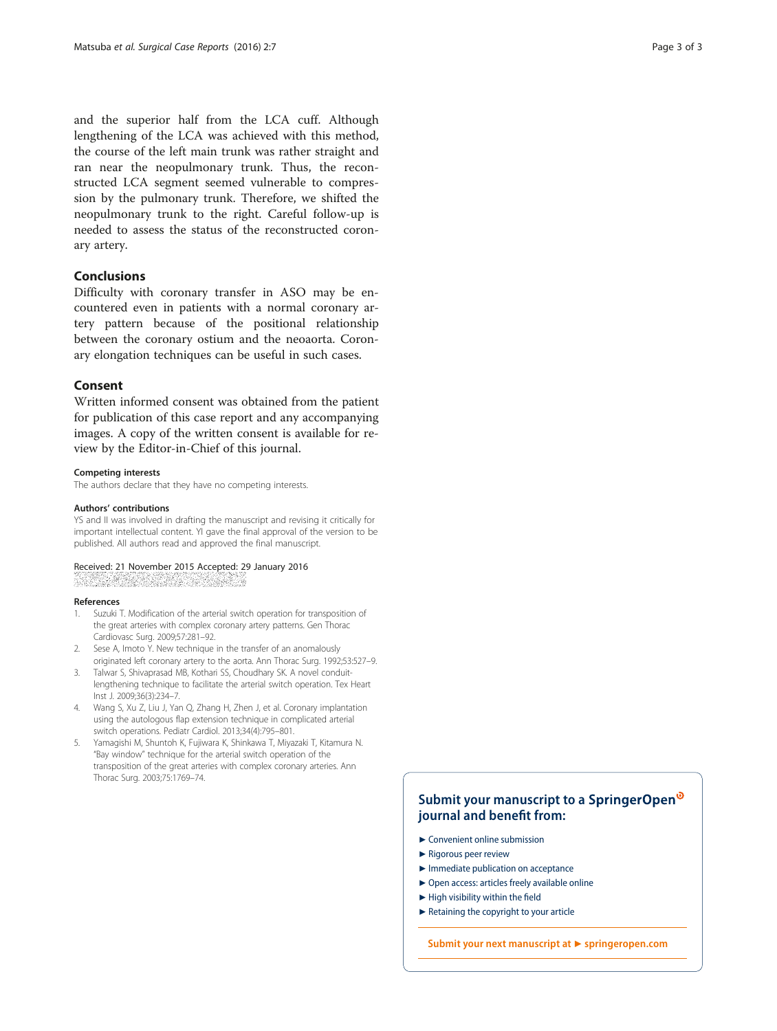and the superior half from the LCA cuff. Although lengthening of the LCA was achieved with this method, the course of the left main trunk was rather straight and ran near the neopulmonary trunk. Thus, the reconstructed LCA segment seemed vulnerable to compression by the pulmonary trunk. Therefore, we shifted the neopulmonary trunk to the right. Careful follow-up is needed to assess the status of the reconstructed coronary artery.

## Conclusions

Difficulty with coronary transfer in ASO may be encountered even in patients with a normal coronary artery pattern because of the positional relationship between the coronary ostium and the neoaorta. Coronary elongation techniques can be useful in such cases.

## Consent

Written informed consent was obtained from the patient for publication of this case report and any accompanying images. A copy of the written consent is available for review by the Editor-in-Chief of this journal.

#### Competing interests

The authors declare that they have no competing interests.

#### Authors' contributions

YS and II was involved in drafting the manuscript and revising it critically for important intellectual content. YI gave the final approval of the version to be published. All authors read and approved the final manuscript.

Received: 21 November 2015 Accepted: 29 January 2016

#### References

1. Suzuki T. Modification of the arterial switch operation for transposition of the great arteries with complex coronary artery patterns. Gen Thorac Cardiovasc Surg. 2009;57:281–92.
2. Sese A, Imoto Y. New technique in the transfer of an anomalously originated left coronary artery to the aorta. Ann Thorac Surg. 1992;53:527–9.
3. Talwar S, Shivaprasad MB, Kothari SS, Choudhary SK. A novel conduit-lengthening technique to facilitate the arterial switch operation. Tex Heart Inst J. 2009;36(3):234–7.
4. Wang S, Xu Z, Liu J, Yan Q, Zhang H, Zhen J, et al. Coronary implantation using the autologous flap extension technique in complicated arterial switch operations. Pediatr Cardiol. 2013;34(4):795–801.
5. Yamagishi M, Shuntoh K, Fujiwara K, Shinkawa T, Miyazaki T, Kitamura N. "Bay window" technique for the arterial switch operation of the transposition of the great arteries with complex coronary arteries. Ann Thorac Surg. 2003;75:1769–74.

**Submit your manuscript to a SpringerOpen journal and benefit from:**

- ► Convenient online submission
- ► Rigorous peer review
- ► Immediate publication on acceptance
- ► Open access: articles freely available online
- ► High visibility within the field
- ► Retaining the copyright to your article

**Submit your next manuscript at ► springeropen.com**